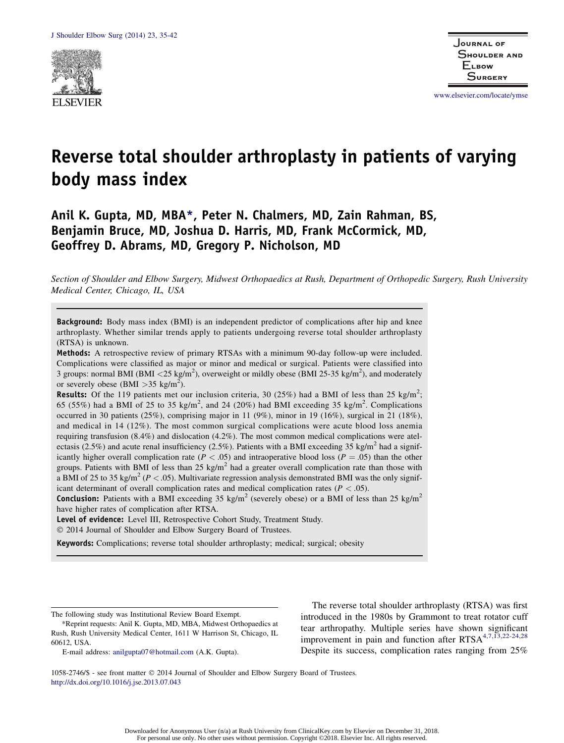# Reverse total shoulder arthroplasty in patients of varying body mass index

**Anil K. Gupta, MD, MBA*, Peter N. Chalmers, MD, Zain Rahman, BS, Benjamin Bruce, MD, Joshua D. Harris, MD, Frank McCormick, MD, Geoffrey D. Abrams, MD, Gregory P. Nicholson, MD**

*Section of Shoulder and Elbow Surgery, Midwest Orthopaedics at Rush, Department of Orthopedic Surgery, Rush University Medical Center, Chicago, IL, USA*

**Background:** Body mass index (BMI) is an independent predictor of complications after hip and knee arthroplasty. Whether similar trends apply to patients undergoing reverse total shoulder arthroplasty (RTSA) is unknown.

**Methods:** A retrospective review of primary RTSAs with a minimum 90-day follow-up were included. Complications were classified as major or minor and medical or surgical. Patients were classified into 3 groups: normal BMI (BMI $<25$ kg/m$^2$), overweight or mildly obese (BMI 25-35 kg/m$^2$), and moderately or severely obese (BMI $>35$ kg/m$^2$).

**Results:** Of the 119 patients met our inclusion criteria, 30 (25%) had a BMI of less than 25 kg/m$^2$; 65 (55%) had a BMI of 25 to 35 kg/m$^2$, and 24 (20%) had BMI exceeding 35 kg/m$^2$. Complications occurred in 30 patients (25%), comprising major in 11 (9%), minor in 19 (16%), surgical in 21 (18%), and medical in 14 (12%). The most common surgical complications were acute blood loss anemia requiring transfusion (8.4%) and dislocation (4.2%). The most common medical complications were atelectasis (2.5%) and acute renal insufficiency (2.5%). Patients with a BMI exceeding 35 kg/m$^2$ had a significantly higher overall complication rate ($P < .05$) and intraoperative blood loss ($P = .05$) than the other groups. Patients with BMI of less than 25 kg/m$^2$ had a greater overall complication rate than those with a BMI of 25 to 35 kg/m$^2$ ($P < .05$). Multivariate regression analysis demonstrated BMI was the only significant determinant of overall complication rates and medical complication rates ($P < .05$).

**Conclusion:** Patients with a BMI exceeding 35 kg/m$^2$ (severely obese) or a BMI of less than 25 kg/m$^2$ have higher rates of complication after RTSA.

**Level of evidence:** Level III, Retrospective Cohort Study, Treatment Study.

© 2014 Journal of Shoulder and Elbow Surgery Board of Trustees.

**Keywords:** Complications; reverse total shoulder arthroplasty; medical; surgical; obesity

The following study was Institutional Review Board Exempt.

*Reprint requests: Anil K. Gupta, MD, MBA, Midwest Orthopaedics at Rush, Rush University Medical Center, 1611 W Harrison St, Chicago, IL 60612, USA.

E-mail address: anilgupta07@hotmail.com (A.K. Gupta).

1058-2746/$ - see front matter © 2014 Journal of Shoulder and Elbow Surgery Board of Trustees.
http://dx.doi.org/10.1016/j.jse.2013.07.043

The reverse total shoulder arthroplasty (RTSA) was first introduced in the 1980s by Grammont to treat rotator cuff tear arthropathy. Multiple series have shown significant improvement in pain and function after RTSA[4,7,13,22-24,28] Despite its success, complication rates ranging from 25%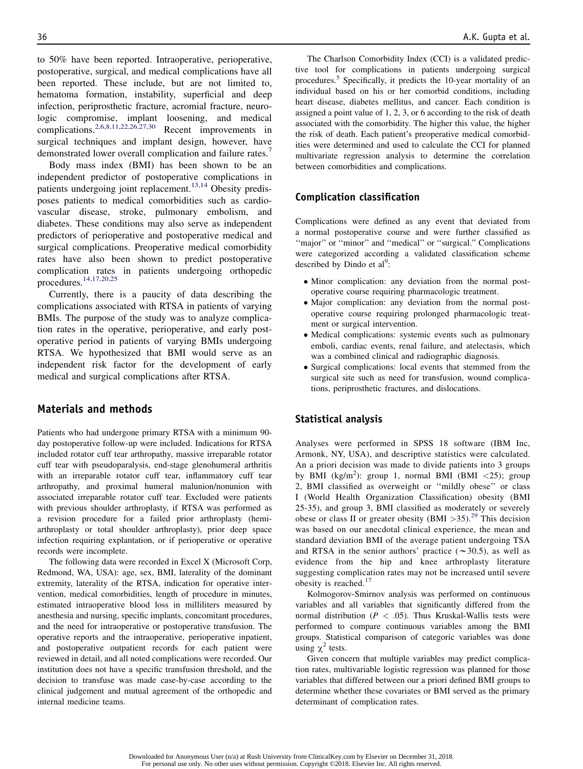to 50% have been reported. Intraoperative, perioperative, postoperative, surgical, and medical complications have all been reported. These include, but are not limited to, hematoma formation, instability, superficial and deep infection, periprosthetic fracture, acromial fracture, neurologic compromise, implant loosening, and medical complications.[2,6,8,11,22,26,27,30] Recent improvements in surgical techniques and implant design, however, have demonstrated lower overall complication and failure rates.[7]

Body mass index (BMI) has been shown to be an independent predictor of postoperative complications in patients undergoing joint replacement.[13,14] Obesity predisposes patients to medical comorbidities such as cardiovascular disease, stroke, pulmonary embolism, and diabetes. These conditions may also serve as independent predictors of perioperative and postoperative medical and surgical complications. Preoperative medical comorbidity rates have also been shown to predict postoperative complication rates in patients undergoing orthopedic procedures.[14,17,20,25]

Currently, there is a paucity of data describing the complications associated with RTSA in patients of varying BMIs. The purpose of the study was to analyze complication rates in the operative, perioperative, and early postoperative period in patients of varying BMIs undergoing RTSA. We hypothesized that BMI would serve as an independent risk factor for the development of early medical and surgical complications after RTSA.

## Materials and methods

Patients who had undergone primary RTSA with a minimum 90-day postoperative follow-up were included. Indications for RTSA included rotator cuff tear arthropathy, massive irreparable rotator cuff tear with pseudoparalysis, end-stage glenohumeral arthritis with an irreparable rotator cuff tear, inflammatory cuff tear arthropathy, and proximal humeral malunion/nonunion with associated irreparable rotator cuff tear. Excluded were patients with previous shoulder arthroplasty, if RTSA was performed as a revision procedure for a failed prior arthroplasty (hemiarthroplasty or total shoulder arthroplasty), prior deep space infection requiring explantation, or if perioperative or operative records were incomplete.

The following data were recorded in Excel X (Microsoft Corp, Redmond, WA, USA): age, sex, BMI, laterality of the dominant extremity, laterality of the RTSA, indication for operative intervention, medical comorbidities, length of procedure in minutes, estimated intraoperative blood loss in milliliters measured by anesthesia and nursing, specific implants, concomitant procedures, and the need for intraoperative or postoperative transfusion. The operative reports and the intraoperative, perioperative inpatient, and postoperative outpatient records for each patient were reviewed in detail, and all noted complications were recorded. Our institution does not have a specific transfusion threshold, and the decision to transfuse was made case-by-case according to the clinical judgement and mutual agreement of the orthopedic and internal medicine teams.

The Charlson Comorbidity Index (CCI) is a validated predictive tool for complications in patients undergoing surgical procedures.[5] Specifically, it predicts the 10-year mortality of an individual based on his or her comorbid conditions, including heart disease, diabetes mellitus, and cancer. Each condition is assigned a point value of 1, 2, 3, or 6 according to the risk of death associated with the comorbidity. The higher this value, the higher the risk of death. Each patient's preoperative medical comorbidities were determined and used to calculate the CCI for planned multivariate regression analysis to determine the correlation between comorbidities and complications.

### Complication classification

Complications were defined as any event that deviated from a normal postoperative course and were further classified as "major" or "minor" and "medical" or "surgical." Complications were categorized according a validated classification scheme described by Dindo et al[9]:

- Minor complication: any deviation from the normal postoperative course requiring pharmacologic treatment.
- Major complication: any deviation from the normal postoperative course requiring prolonged pharmacologic treatment or surgical intervention.
- Medical complications: systemic events such as pulmonary emboli, cardiac events, renal failure, and atelectasis, which was a combined clinical and radiographic diagnosis.
- Surgical complications: local events that stemmed from the surgical site such as need for transfusion, wound complications, periprosthetic fractures, and dislocations.

### Statistical analysis

Analyses were performed in SPSS 18 software (IBM Inc, Armonk, NY, USA), and descriptive statistics were calculated. An a priori decision was made to divide patients into 3 groups by BMI (kg/m$^2$): group 1, normal BMI (BMI $<25$); group 2, BMI classified as overweight or "mildly obese" or class I (World Health Organization Classification) obesity (BMI 25-35), and group 3, BMI classified as moderately or severely obese or class II or greater obesity (BMI $>35$).[29] This decision was based on our anecdotal clinical experience, the mean and standard deviation BMI of the average patient undergoing TSA and RTSA in the senior authors' practice ($\sim$30.5), as well as evidence from the hip and knee arthroplasty literature suggesting complication rates may not be increased until severe obesity is reached.[17]

Kolmogorov-Smirnov analysis was performed on continuous variables and all variables that significantly differed from the normal distribution ($P < .05$). Thus Kruskal-Wallis tests were performed to compare continuous variables among the BMI groups. Statistical comparison of categoric variables was done using $\chi^2$ tests.

Given concern that multiple variables may predict complication rates, multivariable logistic regression was planned for those variables that differed between our a priori defined BMI groups to determine whether these covariates or BMI served as the primary determinant of complication rates.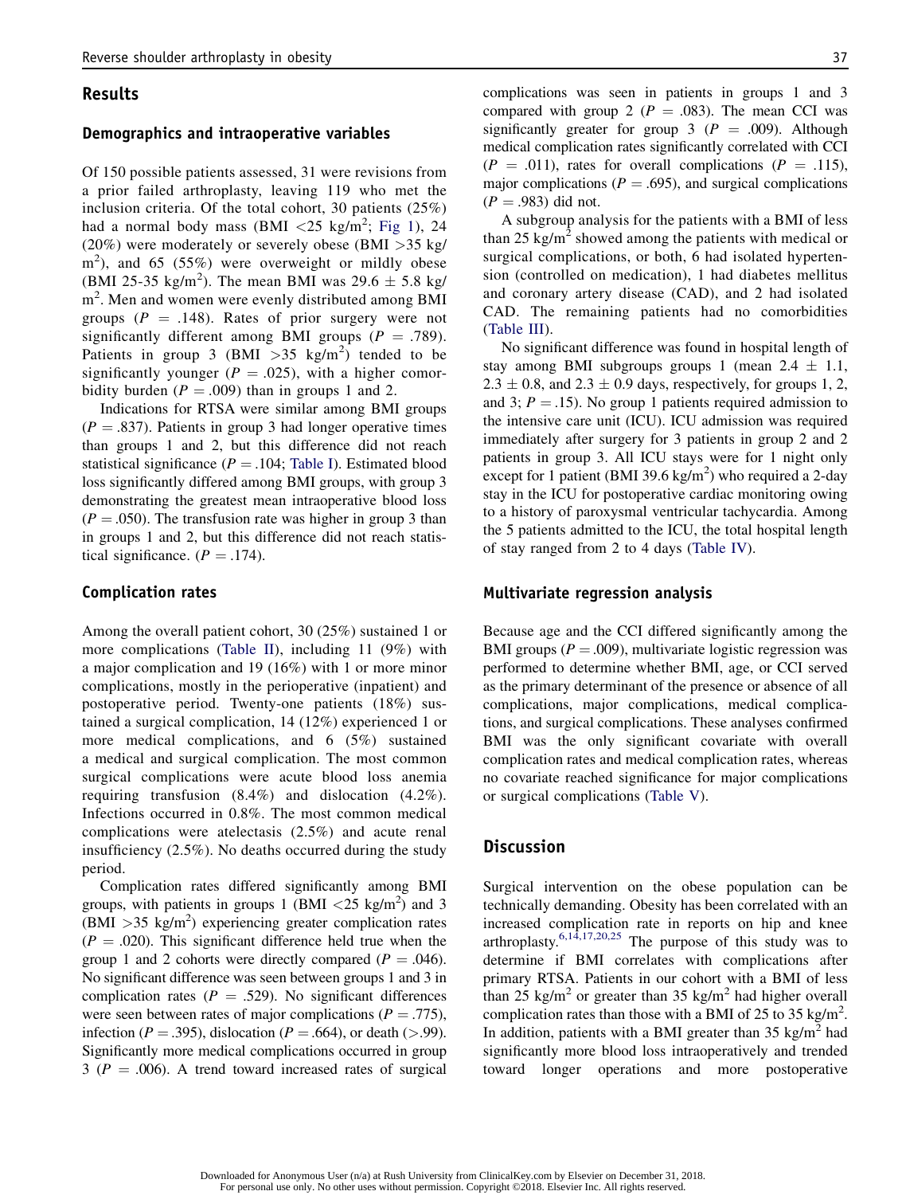## Results

### Demographics and intraoperative variables

Of 150 possible patients assessed, 31 were revisions from a prior failed arthroplasty, leaving 119 who met the inclusion criteria. Of the total cohort, 30 patients (25%) had a normal body mass (BMI <25 kg/m$^2$; Fig 1), 24 (20%) were moderately or severely obese (BMI >35 kg/m$^2$), and 65 (55%) were overweight or mildly obese (BMI 25-35 kg/m$^2$). The mean BMI was 29.6 ± 5.8 kg/m$^2$. Men and women were evenly distributed among BMI groups ($P$ = .148). Rates of prior surgery were not significantly different among BMI groups ($P$ = .789). Patients in group 3 (BMI >35 kg/m$^2$) tended to be significantly younger ($P$ = .025), with a higher comorbidity burden ($P$ = .009) than in groups 1 and 2.

Indications for RTSA were similar among BMI groups ($P$ = .837). Patients in group 3 had longer operative times than groups 1 and 2, but this difference did not reach statistical significance ($P$ = .104; Table I). Estimated blood loss significantly differed among BMI groups, with group 3 demonstrating the greatest mean intraoperative blood loss ($P$ = .050). The transfusion rate was higher in group 3 than in groups 1 and 2, but this difference did not reach statistical significance. ($P$ = .174).

### Complication rates

Among the overall patient cohort, 30 (25%) sustained 1 or more complications (Table II), including 11 (9%) with a major complication and 19 (16%) with 1 or more minor complications, mostly in the perioperative (inpatient) and postoperative period. Twenty-one patients (18%) sustained a surgical complication, 14 (12%) experienced 1 or more medical complications, and 6 (5%) sustained a medical and surgical complication. The most common surgical complications were acute blood loss anemia requiring transfusion (8.4%) and dislocation (4.2%). Infections occurred in 0.8%. The most common medical complications were atelectasis (2.5%) and acute renal insufficiency (2.5%). No deaths occurred during the study period.

Complication rates differed significantly among BMI groups, with patients in groups 1 (BMI <25 kg/m$^2$) and 3 (BMI >35 kg/m$^2$) experiencing greater complication rates ($P$ = .020). This significant difference held true when the group 1 and 2 cohorts were directly compared ($P$ = .046). No significant difference was seen between groups 1 and 3 in complication rates ($P$ = .529). No significant differences were seen between rates of major complications ($P$ = .775), infection ($P$ = .395), dislocation ($P$ = .664), or death (>.99). Significantly more medical complications occurred in group 3 ($P$ = .006). A trend toward increased rates of surgical complications was seen in patients in groups 1 and 3 compared with group 2 ($P$ = .083). The mean CCI was significantly greater for group 3 ($P$ = .009). Although medical complication rates significantly correlated with CCI ($P$ = .011), rates for overall complications ($P$ = .115), major complications ($P$ = .695), and surgical complications ($P$ = .983) did not.

A subgroup analysis for the patients with a BMI of less than 25 kg/m$^2$ showed among the patients with medical or surgical complications, or both, 6 had isolated hypertension (controlled on medication), 1 had diabetes mellitus and coronary artery disease (CAD), and 2 had isolated CAD. The remaining patients had no comorbidities (Table III).

No significant difference was found in hospital length of stay among BMI subgroups groups 1 (mean 2.4 ± 1.1, 2.3 ± 0.8, and 2.3 ± 0.9 days, respectively, for groups 1, 2, and 3; $P$ = .15). No group 1 patients required admission to the intensive care unit (ICU). ICU admission was required immediately after surgery for 3 patients in group 2 and 2 patients in group 3. All ICU stays were for 1 night only except for 1 patient (BMI 39.6 kg/m$^2$) who required a 2-day stay in the ICU for postoperative cardiac monitoring owing to a history of paroxysmal ventricular tachycardia. Among the 5 patients admitted to the ICU, the total hospital length of stay ranged from 2 to 4 days (Table IV).

### Multivariate regression analysis

Because age and the CCI differed significantly among the BMI groups ($P$ = .009), multivariate logistic regression was performed to determine whether BMI, age, or CCI served as the primary determinant of the presence or absence of all complications, major complications, medical complications, and surgical complications. These analyses confirmed BMI was the only significant covariate with overall complication rates and medical complication rates, whereas no covariate reached significance for major complications or surgical complications (Table V).

## Discussion

Surgical intervention on the obese population can be technically demanding. Obesity has been correlated with an increased complication rate in reports on hip and knee arthroplasty.[6,14,17,20,25] The purpose of this study was to determine if BMI correlates with complications after primary RTSA. Patients in our cohort with a BMI of less than 25 kg/m$^2$ or greater than 35 kg/m$^2$ had higher overall complication rates than those with a BMI of 25 to 35 kg/m$^2$. In addition, patients with a BMI greater than 35 kg/m$^2$ had significantly more blood loss intraoperatively and trended toward longer operations and more postoperative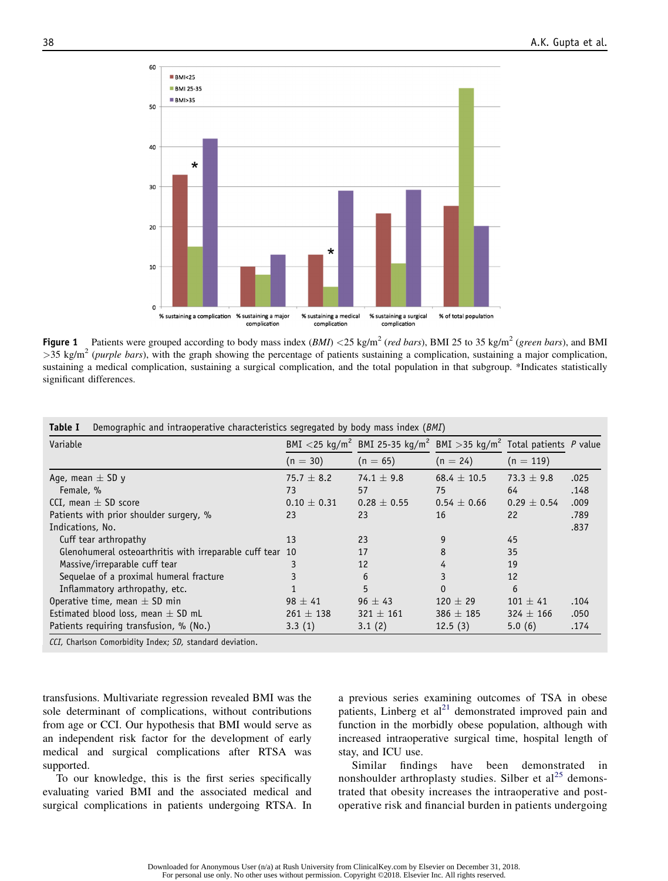**Figure 1** Patients were grouped according to body mass index (*BMI*) <25 kg/m$^2$ (*red bars*), BMI 25 to 35 kg/m$^2$ (*green bars*), and BMI >35 kg/m$^2$ (*purple bars*), with the graph showing the percentage of patients sustaining a complication, sustaining a major complication, sustaining a medical complication, sustaining a surgical complication, and the total population in that subgroup. *Indicates statistically significant differences.

**Table I** Demographic and intraoperative characteristics segregated by body mass index (*BMI*)

| Variable | BMI <25 kg/m$^2$ (n = 30) | BMI 25-35 kg/m$^2$ (n = 65) | BMI >35 kg/m$^2$ (n = 24) | Total patients (n = 119) | *P* value |
|---|---|---|---|---|---|
| Age, mean ± SD y | 75.7 ± 8.2 | 74.1 ± 9.8 | 68.4 ± 10.5 | 73.3 ± 9.8 | .025 |
| Female, % | 73 | 57 | 75 | 64 | .148 |
| CCI, mean ± SD score | 0.10 ± 0.31 | 0.28 ± 0.55 | 0.54 ± 0.66 | 0.29 ± 0.54 | .009 |
| Patients with prior shoulder surgery, % | 23 | 23 | 16 | 22 | .789 |
| Indications, No. | | | | | .837 |
| Cuff tear arthropathy | 13 | 23 | 9 | 45 | |
| Glenohumeral osteoarthritis with irreparable cuff tear | 10 | 17 | 8 | 35 | |
| Massive/irreparable cuff tear | 3 | 12 | 4 | 19 | |
| Sequelae of a proximal humeral fracture | 3 | 6 | 3 | 12 | |
| Inflammatory arthropathy, etc. | 1 | 5 | 0 | 6 | |
| Operative time, mean ± SD min | 98 ± 41 | 96 ± 43 | 120 ± 29 | 101 ± 41 | .104 |
| Estimated blood loss, mean ± SD mL | 261 ± 138 | 321 ± 161 | 386 ± 185 | 324 ± 166 | .050 |
| Patients requiring transfusion, % (No.) | 3.3 (1) | 3.1 (2) | 12.5 (3) | 5.0 (6) | .174 |

*CCI*, Charlson Comorbidity Index; *SD*, standard deviation.

transfusions. Multivariate regression revealed BMI was the sole determinant of complications, without contributions from age or CCI. Our hypothesis that BMI would serve as an independent risk factor for the development of early medical and surgical complications after RTSA was supported.

To our knowledge, this is the first series specifically evaluating varied BMI and the associated medical and surgical complications in patients undergoing RTSA. In a previous series examining outcomes of TSA in obese patients, Linberg et al[21] demonstrated improved pain and function in the morbidly obese population, although with increased intraoperative surgical time, hospital length of stay, and ICU use.

Similar findings have been demonstrated in nonshoulder arthroplasty studies. Silber et al[25] demonstrated that obesity increases the intraoperative and postoperative risk and financial burden in patients undergoing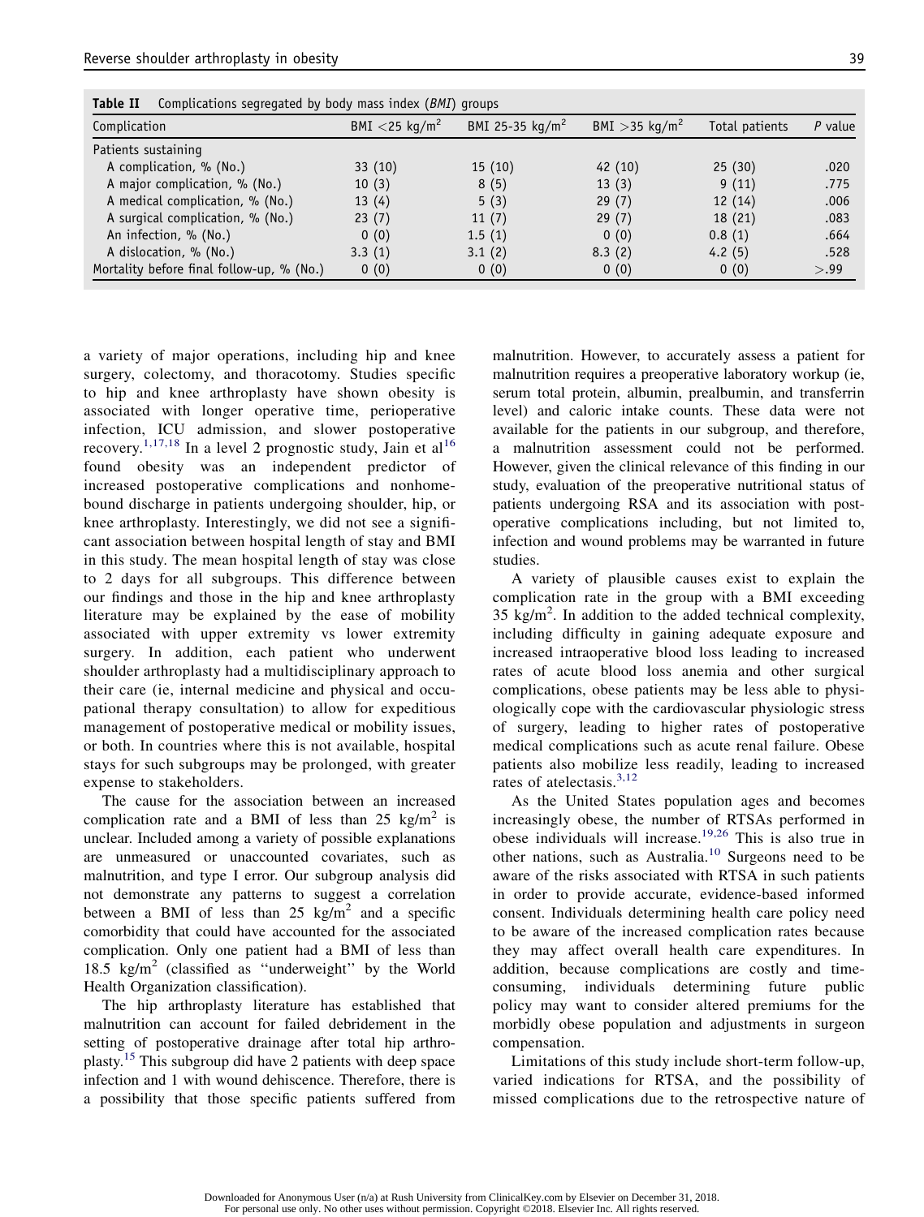**Table II** Complications segregated by body mass index (*BMI*) groups

| Complication | BMI <25 kg/m$^2$ | BMI 25-35 kg/m$^2$ | BMI >35 kg/m$^2$ | Total patients | *P* value |
|---|---|---|---|---|---|
| Patients sustaining | | | | | |
| A complication, % (No.) | 33 (10) | 15 (10) | 42 (10) | 25 (30) | .020 |
| A major complication, % (No.) | 10 (3) | 8 (5) | 13 (3) | 9 (11) | .775 |
| A medical complication, % (No.) | 13 (4) | 5 (3) | 29 (7) | 12 (14) | .006 |
| A surgical complication, % (No.) | 23 (7) | 11 (7) | 29 (7) | 18 (21) | .083 |
| An infection, % (No.) | 0 (0) | 1.5 (1) | 0 (0) | 0.8 (1) | .664 |
| A dislocation, % (No.) | 3.3 (1) | 3.1 (2) | 8.3 (2) | 4.2 (5) | .528 |
| Mortality before final follow-up, % (No.) | 0 (0) | 0 (0) | 0 (0) | 0 (0) | >.99 |

a variety of major operations, including hip and knee surgery, colectomy, and thoracotomy. Studies specific to hip and knee arthroplasty have shown obesity is associated with longer operative time, perioperative infection, ICU admission, and slower postoperative recovery.[1,17,18] In a level 2 prognostic study, Jain et al[16] found obesity was an independent predictor of increased postoperative complications and nonhomebound discharge in patients undergoing shoulder, hip, or knee arthroplasty. Interestingly, we did not see a significant association between hospital length of stay and BMI in this study. The mean hospital length of stay was close to 2 days for all subgroups. This difference between our findings and those in the hip and knee arthroplasty literature may be explained by the ease of mobility associated with upper extremity vs lower extremity surgery. In addition, each patient who underwent shoulder arthroplasty had a multidisciplinary approach to their care (ie, internal medicine and physical and occupational therapy consultation) to allow for expeditious management of postoperative medical or mobility issues, or both. In countries where this is not available, hospital stays for such subgroups may be prolonged, with greater expense to stakeholders.

The cause for the association between an increased complication rate and a BMI of less than 25 kg/m$^2$ is unclear. Included among a variety of possible explanations are unmeasured or unaccounted covariates, such as malnutrition, and type I error. Our subgroup analysis did not demonstrate any patterns to suggest a correlation between a BMI of less than 25 kg/m$^2$ and a specific comorbidity that could have accounted for the associated complication. Only one patient had a BMI of less than 18.5 kg/m$^2$ (classified as ''underweight'' by the World Health Organization classification).

The hip arthroplasty literature has established that malnutrition can account for failed debridement in the setting of postoperative drainage after total hip arthroplasty.[15] This subgroup did have 2 patients with deep space infection and 1 with wound dehiscence. Therefore, there is a possibility that those specific patients suffered from malnutrition. However, to accurately assess a patient for malnutrition requires a preoperative laboratory workup (ie, serum total protein, albumin, prealbumin, and transferrin level) and caloric intake counts. These data were not available for the patients in our subgroup, and therefore, a malnutrition assessment could not be performed. However, given the clinical relevance of this finding in our study, evaluation of the preoperative nutritional status of patients undergoing RSA and its association with postoperative complications including, but not limited to, infection and wound problems may be warranted in future studies.

A variety of plausible causes exist to explain the complication rate in the group with a BMI exceeding 35 kg/m$^2$. In addition to the added technical complexity, including difficulty in gaining adequate exposure and increased intraoperative blood loss leading to increased rates of acute blood loss anemia and other surgical complications, obese patients may be less able to physiologically cope with the cardiovascular physiologic stress of surgery, leading to higher rates of postoperative medical complications such as acute renal failure. Obese patients also mobilize less readily, leading to increased rates of atelectasis.[3,12]

As the United States population ages and becomes increasingly obese, the number of RTSAs performed in obese individuals will increase.[19,26] This is also true in other nations, such as Australia.[10] Surgeons need to be aware of the risks associated with RTSA in such patients in order to provide accurate, evidence-based informed consent. Individuals determining health care policy need to be aware of the increased complication rates because they may affect overall health care expenditures. In addition, because complications are costly and time-consuming, individuals determining future public policy may want to consider altered premiums for the morbidly obese population and adjustments in surgeon compensation.

Limitations of this study include short-term follow-up, varied indications for RTSA, and the possibility of missed complications due to the retrospective nature of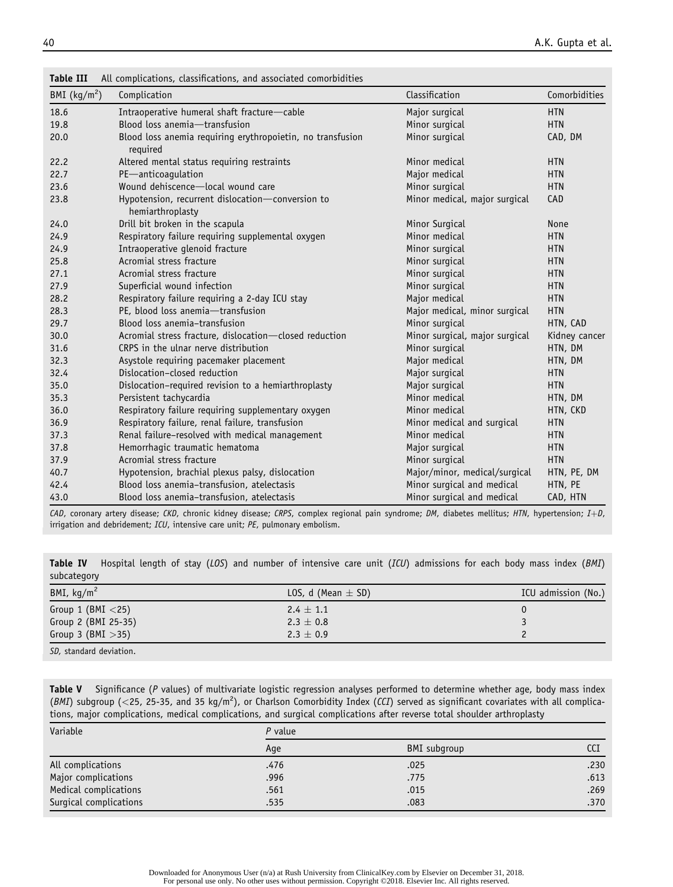**Table III** All complications, classifications, and associated comorbidities

| BMI (kg/m$^2$) | Complication | Classification | Comorbidities |
|---|---|---|---|
| 18.6 | Intraoperative humeral shaft fracture—cable | Major surgical | HTN |
| 19.8 | Blood loss anemia—transfusion | Minor surgical | HTN |
| 20.0 | Blood loss anemia requiring erythropoietin, no transfusion required | Minor surgical | CAD, DM |
| 22.2 | Altered mental status requiring restraints | Minor medical | HTN |
| 22.7 | PE—anticoagulation | Major medical | HTN |
| 23.6 | Wound dehiscence—local wound care | Minor surgical | HTN |
| 23.8 | Hypotension, recurrent dislocation—conversion to hemiarthroplasty | Minor medical, major surgical | CAD |
| 24.0 | Drill bit broken in the scapula | Minor Surgical | None |
| 24.9 | Respiratory failure requiring supplemental oxygen | Minor medical | HTN |
| 24.9 | Intraoperative glenoid fracture | Minor surgical | HTN |
| 25.8 | Acromial stress fracture | Minor surgical | HTN |
| 27.1 | Acromial stress fracture | Minor surgical | HTN |
| 27.9 | Superficial wound infection | Minor surgical | HTN |
| 28.2 | Respiratory failure requiring a 2-day ICU stay | Major medical | HTN |
| 28.3 | PE, blood loss anemia—transfusion | Major medical, minor surgical | HTN |
| 29.7 | Blood loss anemia–transfusion | Minor surgical | HTN, CAD |
| 30.0 | Acromial stress fracture, dislocation—closed reduction | Minor surgical, major surgical | Kidney cancer |
| 31.6 | CRPS in the ulnar nerve distribution | Minor surgical | HTN, DM |
| 32.3 | Asystole requiring pacemaker placement | Major medical | HTN, DM |
| 32.4 | Dislocation–closed reduction | Major surgical | HTN |
| 35.0 | Dislocation–required revision to a hemiarthroplasty | Major surgical | HTN |
| 35.3 | Persistent tachycardia | Minor medical | HTN, DM |
| 36.0 | Respiratory failure requiring supplementary oxygen | Minor medical | HTN, CKD |
| 36.9 | Respiratory failure, renal failure, transfusion | Minor medical and surgical | HTN |
| 37.3 | Renal failure–resolved with medical management | Minor medical | HTN |
| 37.8 | Hemorrhagic traumatic hematoma | Major surgical | HTN |
| 37.9 | Acromial stress fracture | Minor surgical | HTN |
| 40.7 | Hypotension, brachial plexus palsy, dislocation | Major/minor, medical/surgical | HTN, PE, DM |
| 42.4 | Blood loss anemia–transfusion, atelectasis | Minor surgical and medical | HTN, PE |
| 43.0 | Blood loss anemia–transfusion, atelectasis | Minor surgical and medical | CAD, HTN |

*CAD*, coronary artery disease; *CKD*, chronic kidney disease; *CRPS*, complex regional pain syndrome; *DM*, diabetes mellitus; *HTN*, hypertension; *I+D*, irrigation and debridement; *ICU*, intensive care unit; *PE*, pulmonary embolism.

**Table IV** Hospital length of stay (*LOS*) and number of intensive care unit (*ICU*) admissions for each body mass index (*BMI*) subcategory

| BMI, kg/m$^2$ | LOS, d (Mean $\pm$ SD) | ICU admission (No.) |
|---|---|---|
| Group 1 (BMI <25) | 2.4 $\pm$ 1.1 | 0 |
| Group 2 (BMI 25-35) | 2.3 $\pm$ 0.8 | 3 |
| Group 3 (BMI >35) | 2.3 $\pm$ 0.9 | 2 |

*SD*, standard deviation.

**Table V** Significance (*P* values) of multivariate logistic regression analyses performed to determine whether age, body mass index (*BMI*) subgroup (<25, 25-35, and 35 kg/m$^2$), or Charlson Comorbidity Index (*CCI*) served as significant covariates with all complications, major complications, medical complications, and surgical complications after reverse total shoulder arthroplasty

| Variable | *P* value | | |
|---|---|---|---|
| | Age | BMI subgroup | CCI |
| All complications | .476 | .025 | .230 |
| Major complications | .996 | .775 | .613 |
| Medical complications | .561 | .015 | .269 |
| Surgical complications | .535 | .083 | .370 |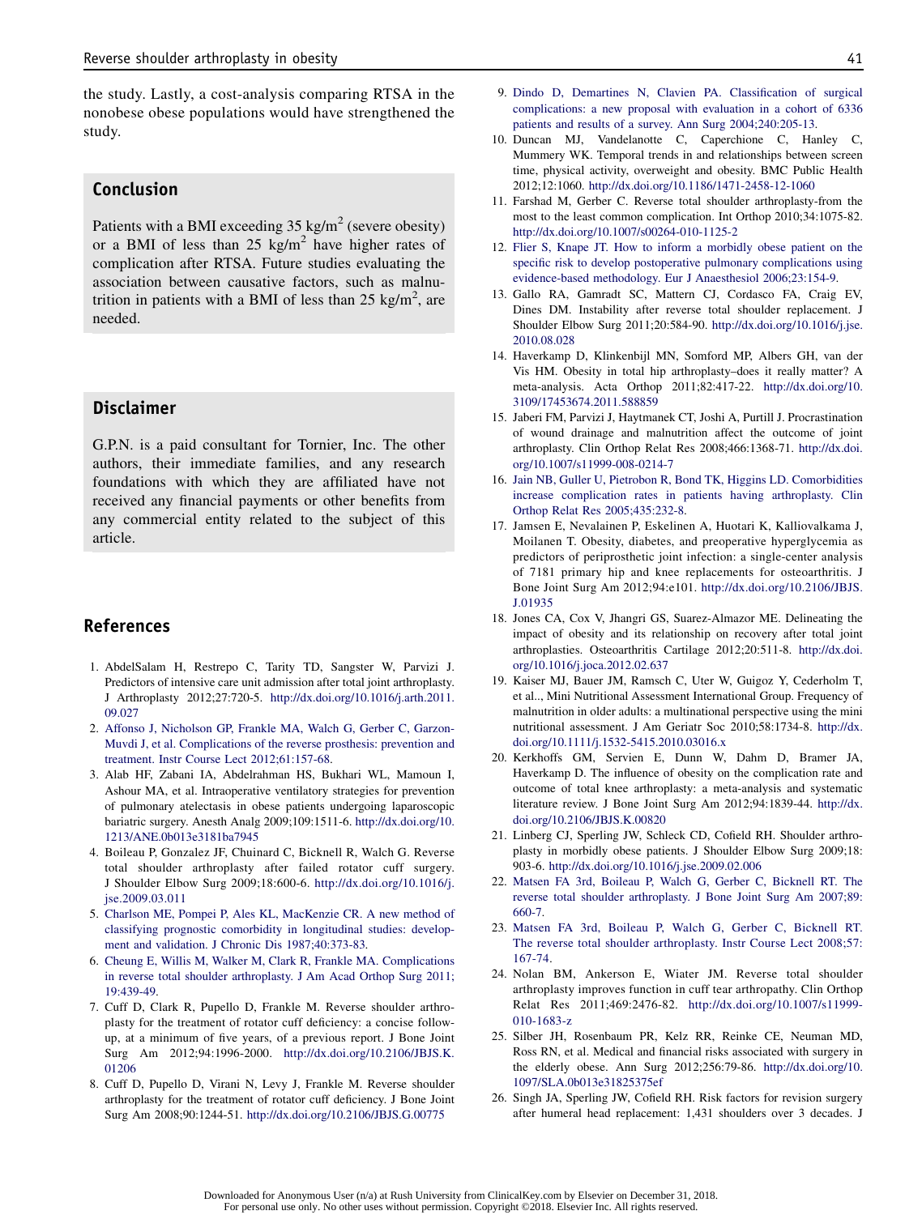the study. Lastly, a cost-analysis comparing RTSA in the nonobese obese populations would have strengthened the study.

## Conclusion

Patients with a BMI exceeding 35 kg/m$^2$ (severe obesity) or a BMI of less than 25 kg/m$^2$ have higher rates of complication after RTSA. Future studies evaluating the association between causative factors, such as malnutrition in patients with a BMI of less than 25 kg/m$^2$, are needed.

## Disclaimer

G.P.N. is a paid consultant for Tornier, Inc. The other authors, their immediate families, and any research foundations with which they are affiliated have not received any financial payments or other benefits from any commercial entity related to the subject of this article.

## References

1. AbdelSalam H, Restrepo C, Tarity TD, Sangster W, Parvizi J. Predictors of intensive care unit admission after total joint arthroplasty. J Arthroplasty 2012;27:720-5. http://dx.doi.org/10.1016/j.arth.2011.09.027
2. Affonso J, Nicholson GP, Frankle MA, Walch G, Gerber C, Garzon-Muvdi J, et al. Complications of the reverse prosthesis: prevention and treatment. Instr Course Lect 2012;61:157-68.
3. Alab HF, Zabani IA, Abdelrahman HS, Bukhari WL, Mamoun I, Ashour MA, et al. Intraoperative ventilatory strategies for prevention of pulmonary atelectasis in obese patients undergoing laparoscopic bariatric surgery. Anesth Analg 2009;109:1511-6. http://dx.doi.org/10.1213/ANE.0b013e3181ba7945
4. Boileau P, Gonzalez JF, Chuinard C, Bicknell R, Walch G. Reverse total shoulder arthroplasty after failed rotator cuff surgery. J Shoulder Elbow Surg 2009;18:600-6. http://dx.doi.org/10.1016/j.jse.2009.03.011
5. Charlson ME, Pompei P, Ales KL, MacKenzie CR. A new method of classifying prognostic comorbidity in longitudinal studies: development and validation. J Chronic Dis 1987;40:373-83.
6. Cheung E, Willis M, Walker M, Clark R, Frankle MA. Complications in reverse total shoulder arthroplasty. J Am Acad Orthop Surg 2011;19:439-49.
7. Cuff D, Clark R, Pupello D, Frankle M. Reverse shoulder arthroplasty for the treatment of rotator cuff deficiency: a concise follow-up, at a minimum of five years, of a previous report. J Bone Joint Surg Am 2012;94:1996-2000. http://dx.doi.org/10.2106/JBJS.K.01206
8. Cuff D, Pupello D, Virani N, Levy J, Frankle M. Reverse shoulder arthroplasty for the treatment of rotator cuff deficiency. J Bone Joint Surg Am 2008;90:1244-51. http://dx.doi.org/10.2106/JBJS.G.00775
9. Dindo D, Demartines N, Clavien PA. Classification of surgical complications: a new proposal with evaluation in a cohort of 6336 patients and results of a survey. Ann Surg 2004;240:205-13.
10. Duncan MJ, Vandelanotte C, Caperchione C, Hanley C, Mummery WK. Temporal trends in and relationships between screen time, physical activity, overweight and obesity. BMC Public Health 2012;12:1060. http://dx.doi.org/10.1186/1471-2458-12-1060
11. Farshad M, Gerber C. Reverse total shoulder arthroplasty-from the most to the least common complication. Int Orthop 2010;34:1075-82. http://dx.doi.org/10.1007/s00264-010-1125-2
12. Flier S, Knape JT. How to inform a morbidly obese patient on the specific risk to develop postoperative pulmonary complications using evidence-based methodology. Eur J Anaesthesiol 2006;23:154-9.
13. Gallo RA, Gamradt SC, Mattern CJ, Cordasco FA, Craig EV, Dines DM. Instability after reverse total shoulder replacement. J Shoulder Elbow Surg 2011;20:584-90. http://dx.doi.org/10.1016/j.jse.2010.08.028
14. Haverkamp D, Klinkenbijl MN, Somford MP, Albers GH, van der Vis HM. Obesity in total hip arthroplasty–does it really matter? A meta-analysis. Acta Orthop 2011;82:417-22. http://dx.doi.org/10.3109/17453674.2011.588859
15. Jaberi FM, Parvizi J, Haytmanek CT, Joshi A, Purtill J. Procrastination of wound drainage and malnutrition affect the outcome of joint arthroplasty. Clin Orthop Relat Res 2008;466:1368-71. http://dx.doi.org/10.1007/s11999-008-0214-7
16. Jain NB, Guller U, Pietrobon R, Bond TK, Higgins LD. Comorbidities increase complication rates in patients having arthroplasty. Clin Orthop Relat Res 2005;435:232-8.
17. Jamsen E, Nevalainen P, Eskelinen A, Huotari K, Kalliovalkama J, Moilanen T. Obesity, diabetes, and preoperative hyperglycemia as predictors of periprosthetic joint infection: a single-center analysis of 7181 primary hip and knee replacements for osteoarthritis. J Bone Joint Surg Am 2012;94:e101. http://dx.doi.org/10.2106/JBJS.J.01935
18. Jones CA, Cox V, Jhangri GS, Suarez-Almazor ME. Delineating the impact of obesity and its relationship on recovery after total joint arthroplasties. Osteoarthritis Cartilage 2012;20:511-8. http://dx.doi.org/10.1016/j.joca.2012.02.637
19. Kaiser MJ, Bauer JM, Ramsch C, Uter W, Guigoz Y, Cederholm T, et al.., Mini Nutritional Assessment International Group. Frequency of malnutrition in older adults: a multinational perspective using the mini nutritional assessment. J Am Geriatr Soc 2010;58:1734-8. http://dx.doi.org/10.1111/j.1532-5415.2010.03016.x
20. Kerkhoffs GM, Servien E, Dunn W, Dahm D, Bramer JA, Haverkamp D. The influence of obesity on the complication rate and outcome of total knee arthroplasty: a meta-analysis and systematic literature review. J Bone Joint Surg Am 2012;94:1839-44. http://dx.doi.org/10.2106/JBJS.K.00820
21. Linberg CJ, Sperling JW, Schleck CD, Cofield RH. Shoulder arthroplasty in morbidly obese patients. J Shoulder Elbow Surg 2009;18:903-6. http://dx.doi.org/10.1016/j.jse.2009.02.006
22. Matsen FA 3rd, Boileau P, Walch G, Gerber C, Bicknell RT. The reverse total shoulder arthroplasty. J Bone Joint Surg Am 2007;89:660-7.
23. Matsen FA 3rd, Boileau P, Walch G, Gerber C, Bicknell RT. The reverse total shoulder arthroplasty. Instr Course Lect 2008;57:167-74.
24. Nolan BM, Ankerson E, Wiater JM. Reverse total shoulder arthroplasty improves function in cuff tear arthropathy. Clin Orthop Relat Res 2011;469:2476-82. http://dx.doi.org/10.1007/s11999-010-1683-z
25. Silber JH, Rosenbaum PR, Kelz RR, Reinke CE, Neuman MD, Ross RN, et al. Medical and financial risks associated with surgery in the elderly obese. Ann Surg 2012;256:79-86. http://dx.doi.org/10.1097/SLA.0b013e31825375ef
26. Singh JA, Sperling JW, Cofield RH. Risk factors for revision surgery after humeral head replacement: 1,431 shoulders over 3 decades. J

Downloaded for Anonymous User (n/a) at Rush University from ClinicalKey.com by Elsevier on December 31, 2018.
For personal use only. No other uses without permission. Copyright ©2018. Elsevier Inc. All rights reserved.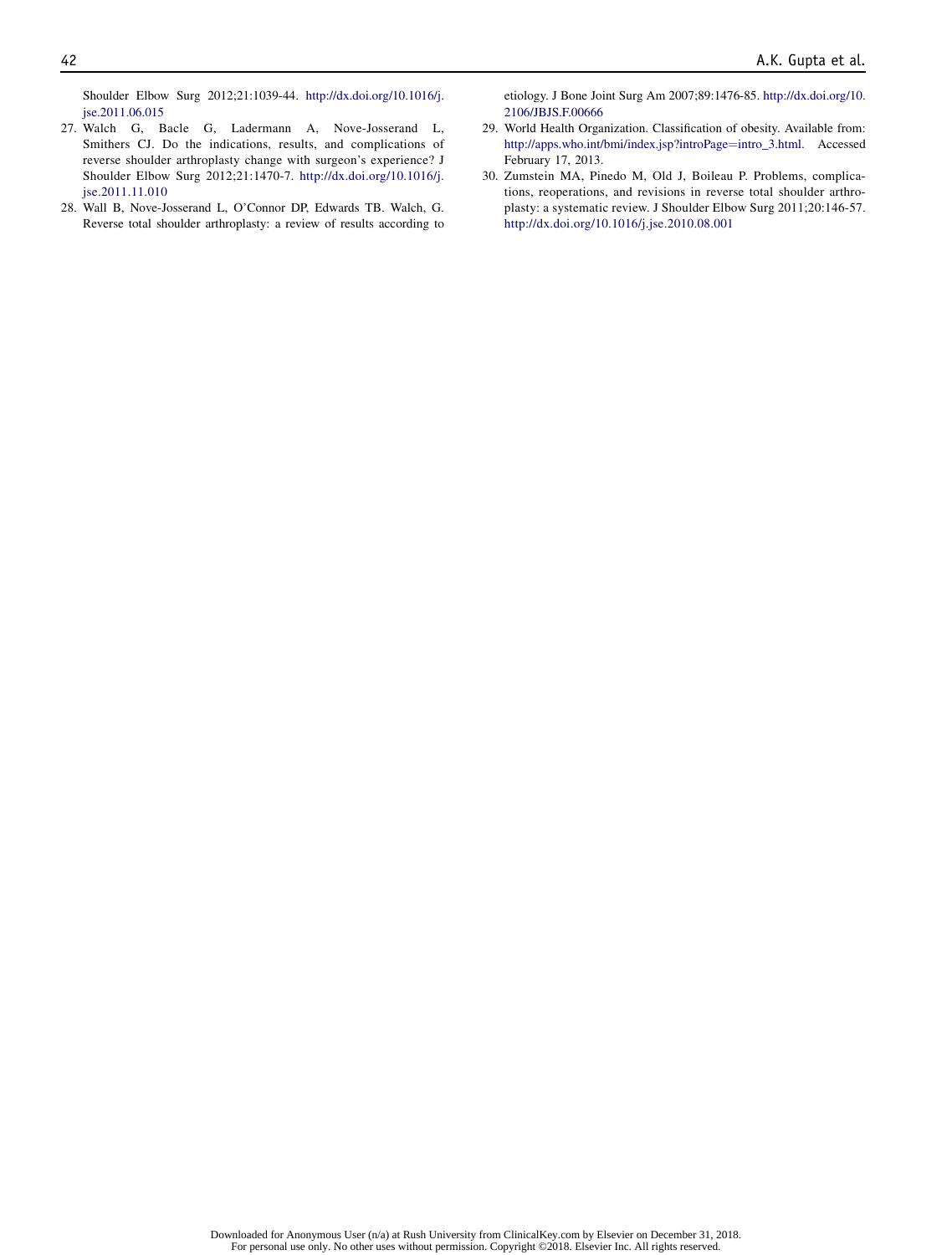Shoulder Elbow Surg 2012;21:1039-44. http://dx.doi.org/10.1016/j.jse.2011.06.015

27. Walch G, Bacle G, Ladermann A, Nove-Josserand L, Smithers CJ. Do the indications, results, and complications of reverse shoulder arthroplasty change with surgeon's experience? J Shoulder Elbow Surg 2012;21:1470-7. http://dx.doi.org/10.1016/j.jse.2011.11.010
28. Wall B, Nove-Josserand L, O'Connor DP, Edwards TB. Walch, G. Reverse total shoulder arthroplasty: a review of results according to etiology. J Bone Joint Surg Am 2007;89:1476-85. http://dx.doi.org/10.2106/JBJS.F.00666
29. World Health Organization. Classification of obesity. Available from: http://apps.who.int/bmi/index.jsp?introPage=intro_3.html. Accessed February 17, 2013.
30. Zumstein MA, Pinedo M, Old J, Boileau P. Problems, complications, reoperations, and revisions in reverse total shoulder arthroplasty: a systematic review. J Shoulder Elbow Surg 2011;20:146-57. http://dx.doi.org/10.1016/j.jse.2010.08.001

Downloaded for Anonymous User (n/a) at Rush University from ClinicalKey.com by Elsevier on December 31, 2018.
For personal use only. No other uses without permission. Copyright ©2018. Elsevier Inc. All rights reserved.